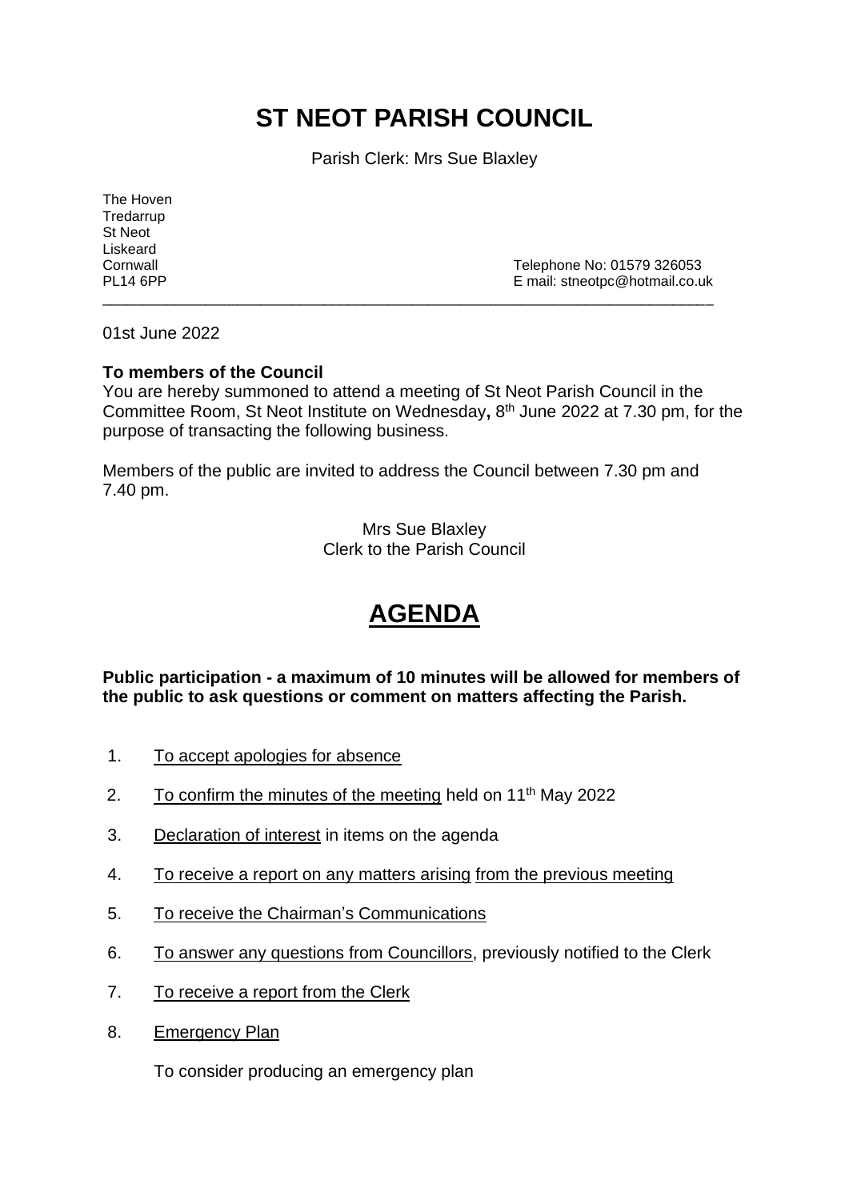# ST NEOT PARISH COUNCIL

Parish Clerk: Mrs Sue Blaxley

The Hoven
Tredarrup
St Neot
Liskeard
Cornwall
PL14 6PP

Telephone No: 01579 326053
E mail: stneotpc@hotmail.co.uk

---

01st June 2022

**To members of the Council**
You are hereby summoned to attend a meeting of St Neot Parish Council in the Committee Room, St Neot Institute on Wednesday**,** 8th June 2022 at 7.30 pm, for the purpose of transacting the following business.

Members of the public are invited to address the Council between 7.30 pm and 7.40 pm.

Mrs Sue Blaxley
Clerk to the Parish Council

# AGENDA

**Public participation - a maximum of 10 minutes will be allowed for members of the public to ask questions or comment on matters affecting the Parish.**

1. To accept apologies for absence
2. To confirm the minutes of the meeting held on 11th May 2022
3. Declaration of interest in items on the agenda
4. To receive a report on any matters arising from the previous meeting
5. To receive the Chairman's Communications
6. To answer any questions from Councillors, previously notified to the Clerk
7. To receive a report from the Clerk
8. Emergency Plan

   To consider producing an emergency plan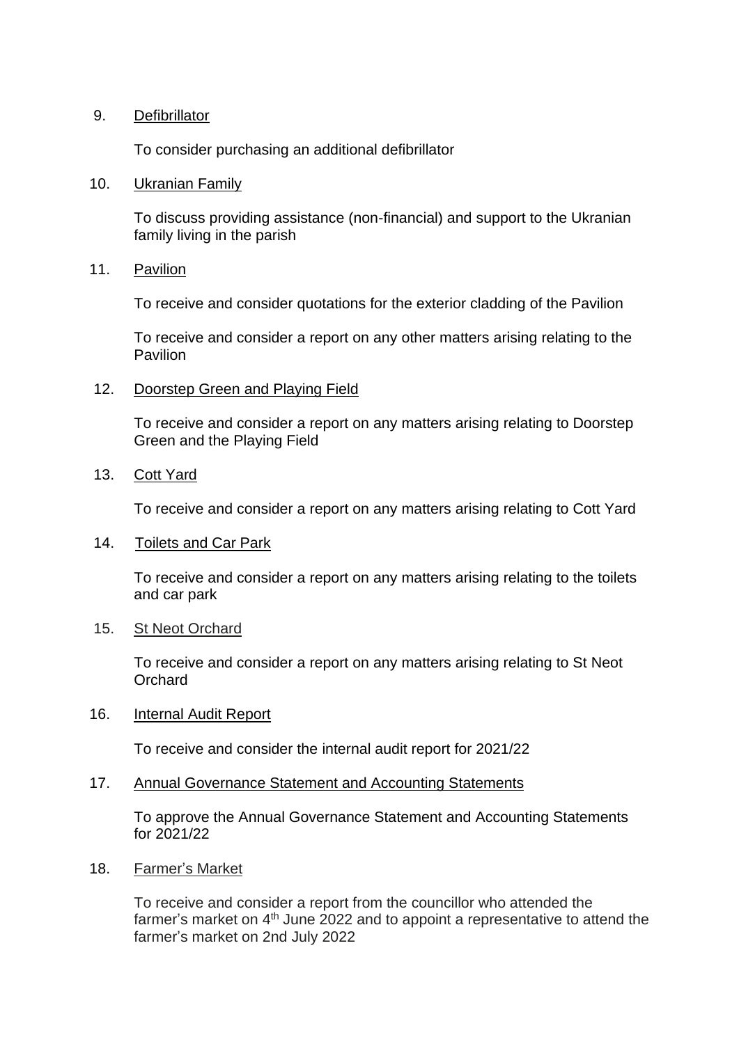9. Defibrillator

   To consider purchasing an additional defibrillator

10. Ukranian Family

    To discuss providing assistance (non-financial) and support to the Ukranian family living in the parish

11. Pavilion

    To receive and consider quotations for the exterior cladding of the Pavilion

    To receive and consider a report on any other matters arising relating to the Pavilion

12. Doorstep Green and Playing Field

    To receive and consider a report on any matters arising relating to Doorstep Green and the Playing Field

13. Cott Yard

    To receive and consider a report on any matters arising relating to Cott Yard

14. Toilets and Car Park

    To receive and consider a report on any matters arising relating to the toilets and car park

15. St Neot Orchard

    To receive and consider a report on any matters arising relating to St Neot Orchard

16. Internal Audit Report

    To receive and consider the internal audit report for 2021/22

17. Annual Governance Statement and Accounting Statements

    To approve the Annual Governance Statement and Accounting Statements for 2021/22

18. Farmer's Market

    To receive and consider a report from the councillor who attended the farmer's market on 4th June 2022 and to appoint a representative to attend the farmer's market on 2nd July 2022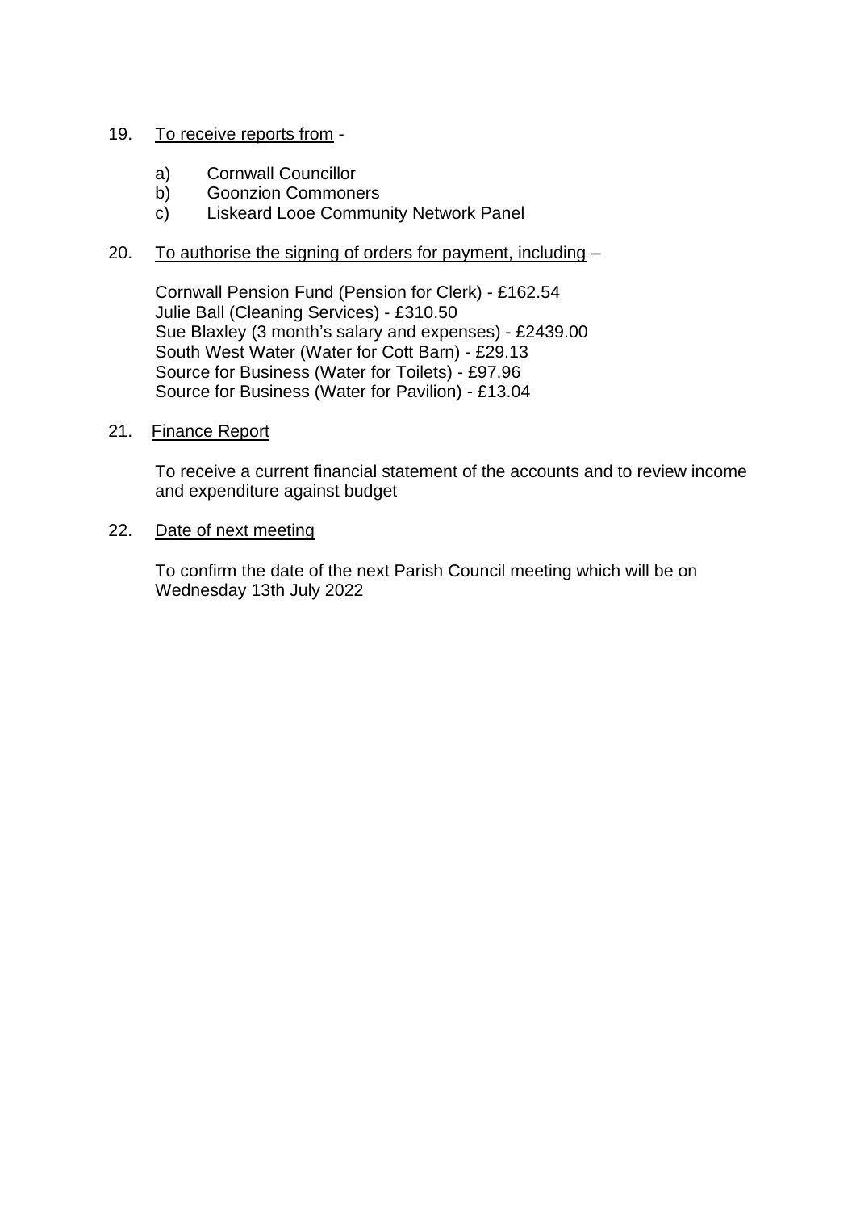19. <u>To receive reports from</u> -

    a) Cornwall Councillor
    b) Goonzion Commoners
    c) Liskeard Looe Community Network Panel

20. <u>To authorise the signing of orders for payment, including</u> –

    Cornwall Pension Fund (Pension for Clerk) - £162.54
    Julie Ball (Cleaning Services) - £310.50
    Sue Blaxley (3 month's salary and expenses) - £2439.00
    South West Water (Water for Cott Barn) - £29.13
    Source for Business (Water for Toilets) - £97.96
    Source for Business (Water for Pavilion) - £13.04

21. <u>Finance Report</u>

    To receive a current financial statement of the accounts and to review income and expenditure against budget

22. <u>Date of next meeting</u>

    To confirm the date of the next Parish Council meeting which will be on Wednesday 13th July 2022